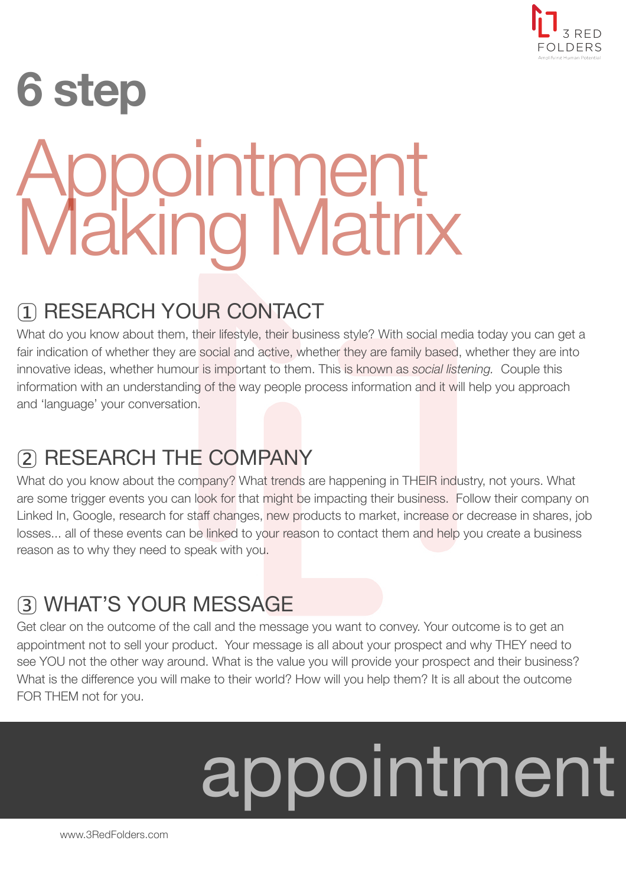# 6 step Appointment Making Matrix

## ① RESEARCH YOUR CONTACT

What do you know about them, their lifestyle, their business style? With social media today you can get a fair indication of whether they are social and active, whether they are family based, whether they are into innovative ideas, whether humour is important to them. This is known as *social listening.* Couple this information with an understanding of the way people process information and it will help you approach and 'language' your conversation.

## ② RESEARCH THE COMPANY

What do you know about the company? What trends are happening in THEIR industry, not yours. What are some trigger events you can look for that might be impacting their business. Follow their company on Linked In, Google, research for staff changes, new products to market, increase or decrease in shares, job losses... all of these events can be linked to your reason to contact them and help you create a business reason as to why they need to speak with you.

## ③ WHAT'S YOUR MESSAGE

Get clear on the outcome of the call and the message you want to convey. Your outcome is to get an appointment not to sell your product. Your message is all about your prospect and why THEY need to see YOU not the other way around. What is the value you will provide your prospect and their business? What is the difference you will make to their world? How will you help them? It is all about the outcome FOR THEM not for you.

appointment

www.3RedFolders.com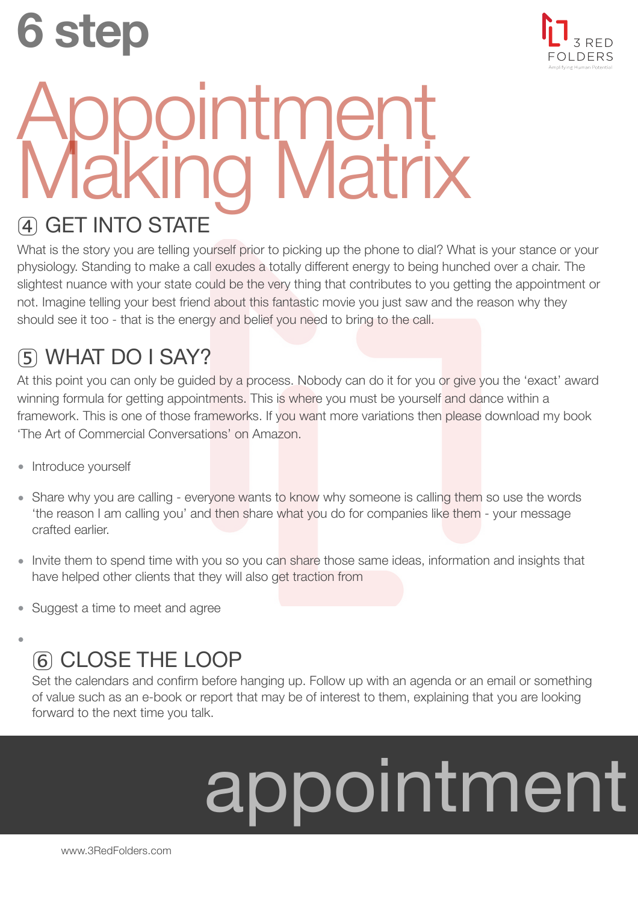# 6 step

# Appointment Making Matrix

## ④ GET INTO STATE

What is the story you are telling yourself prior to picking up the phone to dial? What is your stance or your physiology. Standing to make a call exudes a totally different energy to being hunched over a chair. The slightest nuance with your state could be the very thing that contributes to you getting the appointment or not. Imagine telling your best friend about this fantastic movie you just saw and the reason why they should see it too - that is the energy and belief you need to bring to the call.

## ⑤ WHAT DO I SAY?

At this point you can only be guided by a process. Nobody can do it for you or give you the 'exact' award winning formula for getting appointments. This is where you must be yourself and dance within a framework. This is one of those frameworks. If you want more variations then please download my book 'The Art of Commercial Conversations' on Amazon.

- Introduce yourself
- Share why you are calling - everyone wants to know why someone is calling them so use the words 'the reason I am calling you' and then share what you do for companies like them - your message crafted earlier.
- Invite them to spend time with you so you can share those same ideas, information and insights that have helped other clients that they will also get traction from
- Suggest a time to meet and agree

## ⑥ CLOSE THE LOOP

Set the calendars and confirm before hanging up. Follow up with an agenda or an email or something of value such as an e-book or report that may be of interest to them, explaining that you are looking forward to the next time you talk.

appointment

www.3RedFolders.com